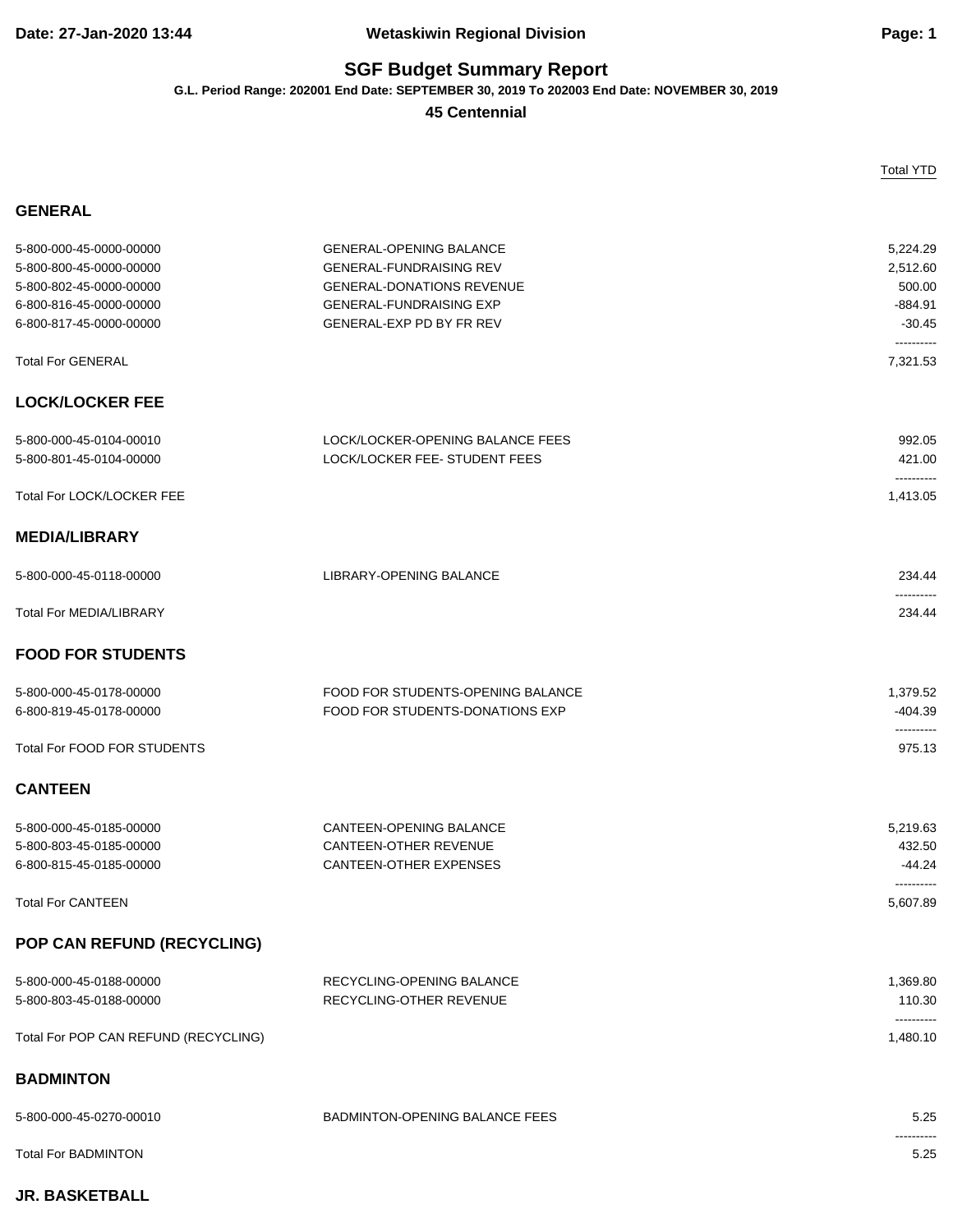Date: 27-Jan-2020 13:44

Wetaskiwin Regional Division

# SGF Budget Summary Report

**G.L. Period Range: 202001 End Date: SEPTEMBER 30, 2019 To 202003 End Date: NOVEMBER 30, 2019**

**45 Centennial**

| | | Total YTD |
|---|---|---|
| **GENERAL** | | |
| 5-800-000-45-0000-00000 | GENERAL-OPENING BALANCE | 5,224.29 |
| 5-800-800-45-0000-00000 | GENERAL-FUNDRAISING REV | 2,512.60 |
| 5-800-802-45-0000-00000 | GENERAL-DONATIONS REVENUE | 500.00 |
| 6-800-816-45-0000-00000 | GENERAL-FUNDRAISING EXP | -884.91 |
| 6-800-817-45-0000-00000 | GENERAL-EXP PD BY FR REV | -30.45 |
| Total For GENERAL | | 7,321.53 |
| **LOCK/LOCKER FEE** | | |
| 5-800-000-45-0104-00010 | LOCK/LOCKER-OPENING BALANCE FEES | 992.05 |
| 5-800-801-45-0104-00000 | LOCK/LOCKER FEE- STUDENT FEES | 421.00 |
| Total For LOCK/LOCKER FEE | | 1,413.05 |
| **MEDIA/LIBRARY** | | |
| 5-800-000-45-0118-00000 | LIBRARY-OPENING BALANCE | 234.44 |
| Total For MEDIA/LIBRARY | | 234.44 |
| **FOOD FOR STUDENTS** | | |
| 5-800-000-45-0178-00000 | FOOD FOR STUDENTS-OPENING BALANCE | 1,379.52 |
| 6-800-819-45-0178-00000 | FOOD FOR STUDENTS-DONATIONS EXP | -404.39 |
| Total For FOOD FOR STUDENTS | | 975.13 |
| **CANTEEN** | | |
| 5-800-000-45-0185-00000 | CANTEEN-OPENING BALANCE | 5,219.63 |
| 5-800-803-45-0185-00000 | CANTEEN-OTHER REVENUE | 432.50 |
| 6-800-815-45-0185-00000 | CANTEEN-OTHER EXPENSES | -44.24 |
| Total For CANTEEN | | 5,607.89 |
| **POP CAN REFUND (RECYCLING)** | | |
| 5-800-000-45-0188-00000 | RECYCLING-OPENING BALANCE | 1,369.80 |
| 5-800-803-45-0188-00000 | RECYCLING-OTHER REVENUE | 110.30 |
| Total For POP CAN REFUND (RECYCLING) | | 1,480.10 |
| **BADMINTON** | | |
| 5-800-000-45-0270-00010 | BADMINTON-OPENING BALANCE FEES | 5.25 |
| Total For BADMINTON | | 5.25 |

**JR. BASKETBALL**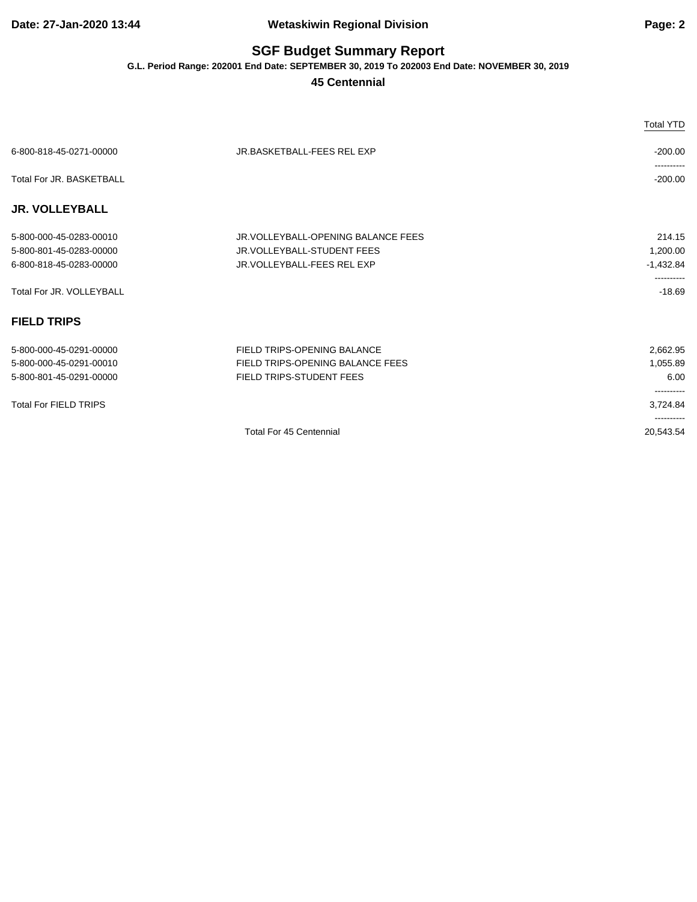## SGF Budget Summary Report

**G.L. Period Range: 202001 End Date: SEPTEMBER 30, 2019 To 202003 End Date: NOVEMBER 30, 2019**

**45 Centennial**

| | | Total YTD |
|---|---|---|
| 6-800-818-45-0271-00000 | JR.BASKETBALL-FEES REL EXP | -200.00 |
| Total For JR. BASKETBALL | | -200.00 |

### JR. VOLLEYBALL

| | | |
|---|---|---|
| 5-800-000-45-0283-00010 | JR.VOLLEYBALL-OPENING BALANCE FEES | 214.15 |
| 5-800-801-45-0283-00000 | JR.VOLLEYBALL-STUDENT FEES | 1,200.00 |
| 6-800-818-45-0283-00000 | JR.VOLLEYBALL-FEES REL EXP | -1,432.84 |
| Total For JR. VOLLEYBALL | | -18.69 |

### FIELD TRIPS

| | | |
|---|---|---|
| 5-800-000-45-0291-00000 | FIELD TRIPS-OPENING BALANCE | 2,662.95 |
| 5-800-000-45-0291-00010 | FIELD TRIPS-OPENING BALANCE FEES | 1,055.89 |
| 5-800-801-45-0291-00000 | FIELD TRIPS-STUDENT FEES | 6.00 |
| Total For FIELD TRIPS | | 3,724.84 |
| | Total For 45 Centennial | 20,543.54 |